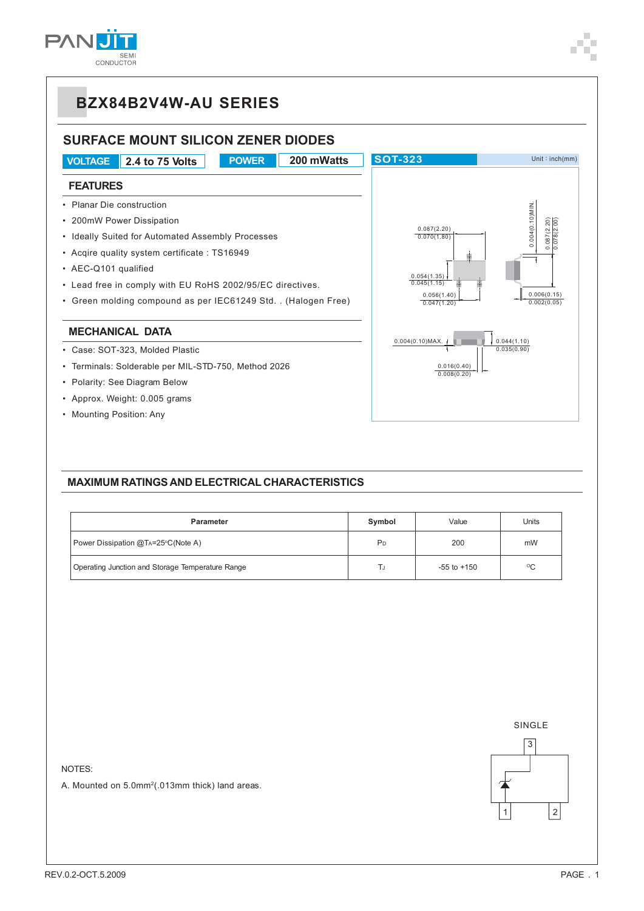# BZX84B2V4W-AU SERIES

## SURFACE MOUNT SILICON ZENER DIODES

| VOLTAGE | 2.4 to 75 Volts | POWER | 200 mWatts |
|---|---|---|---|

SOT-323 Unit : inch(mm)

### FEATURES

- Planar Die construction
- 200mW Power Dissipation
- Ideally Suited for Automated Assembly Processes
- Acqire quality system certificate : TS16949
- AEC-Q101 qualified
- Lead free in comply with EU RoHS 2002/95/EC directives.
- Green molding compound as per IEC61249 Std. . (Halogen Free)

### MECHANICAL DATA

- Case: SOT-323, Molded Plastic
- Terminals: Solderable per MIL-STD-750, Method 2026
- Polarity: See Diagram Below
- Approx. Weight: 0.005 grams
- Mounting Position: Any

### MAXIMUM RATINGS AND ELECTRICAL CHARACTERISTICS

| Parameter | Symbol | Value | Units |
|---|---|---|---|
| Power Dissipation @$T_A$=25°C(Note A) | $P_D$ | 200 | mW |
| Operating Junction and Storage Temperature Range | $T_J$ | -55 to +150 | °C |

SINGLE

NOTES:

A. Mounted on 5.0mm$^2$(.013mm thick) land areas.

REV.0.2-OCT.5.2009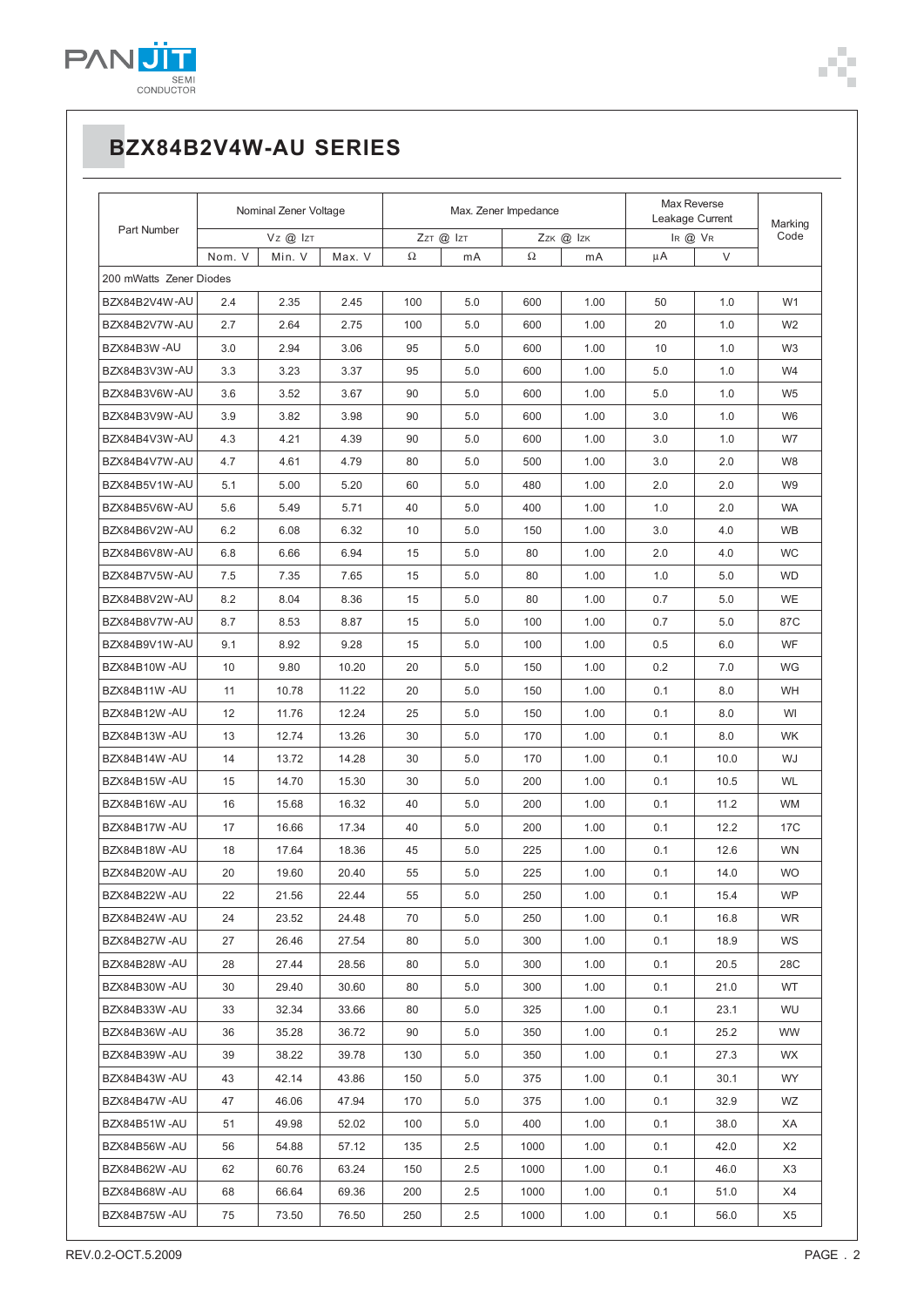# BZX84B2V4W-AU SERIES

| Part Number | Nominal Zener Voltage | | | Max. Zener Impedance | | | | Max Reverse Leakage Current | | Marking Code |
|---|---|---|---|---|---|---|---|---|---|---|
| | $V_Z$ @ $I_{ZT}$ | | | $Z_{ZT}$ @ $I_{ZT}$ | | $Z_{ZK}$ @ $I_{ZK}$ | | $I_R$ @ $V_R$ | | |
| | Nom. V | Min. V | Max. V | Ω | mA | Ω | mA | µA | V | |
| 200 mWatts Zener Diodes | | | | | | | | | | |
| BZX84B2V4W-AU | 2.4 | 2.35 | 2.45 | 100 | 5.0 | 600 | 1.00 | 50 | 1.0 | W1 |
| BZX84B2V7W-AU | 2.7 | 2.64 | 2.75 | 100 | 5.0 | 600 | 1.00 | 20 | 1.0 | W2 |
| BZX84B3W-AU | 3.0 | 2.94 | 3.06 | 95 | 5.0 | 600 | 1.00 | 10 | 1.0 | W3 |
| BZX84B3V3W-AU | 3.3 | 3.23 | 3.37 | 95 | 5.0 | 600 | 1.00 | 5.0 | 1.0 | W4 |
| BZX84B3V6W-AU | 3.6 | 3.52 | 3.67 | 90 | 5.0 | 600 | 1.00 | 5.0 | 1.0 | W5 |
| BZX84B3V9W-AU | 3.9 | 3.82 | 3.98 | 90 | 5.0 | 600 | 1.00 | 3.0 | 1.0 | W6 |
| BZX84B4V3W-AU | 4.3 | 4.21 | 4.39 | 90 | 5.0 | 600 | 1.00 | 3.0 | 1.0 | W7 |
| BZX84B4V7W-AU | 4.7 | 4.61 | 4.79 | 80 | 5.0 | 500 | 1.00 | 3.0 | 2.0 | W8 |
| BZX84B5V1W-AU | 5.1 | 5.00 | 5.20 | 60 | 5.0 | 480 | 1.00 | 2.0 | 2.0 | W9 |
| BZX84B5V6W-AU | 5.6 | 5.49 | 5.71 | 40 | 5.0 | 400 | 1.00 | 1.0 | 2.0 | WA |
| BZX84B6V2W-AU | 6.2 | 6.08 | 6.32 | 10 | 5.0 | 150 | 1.00 | 3.0 | 4.0 | WB |
| BZX84B6V8W-AU | 6.8 | 6.66 | 6.94 | 15 | 5.0 | 80 | 1.00 | 2.0 | 4.0 | WC |
| BZX84B7V5W-AU | 7.5 | 7.35 | 7.65 | 15 | 5.0 | 80 | 1.00 | 1.0 | 5.0 | WD |
| BZX84B8V2W-AU | 8.2 | 8.04 | 8.36 | 15 | 5.0 | 80 | 1.00 | 0.7 | 5.0 | WE |
| BZX84B8V7W-AU | 8.7 | 8.53 | 8.87 | 15 | 5.0 | 100 | 1.00 | 0.7 | 5.0 | 87C |
| BZX84B9V1W-AU | 9.1 | 8.92 | 9.28 | 15 | 5.0 | 100 | 1.00 | 0.5 | 6.0 | WF |
| BZX84B10W-AU | 10 | 9.80 | 10.20 | 20 | 5.0 | 150 | 1.00 | 0.2 | 7.0 | WG |
| BZX84B11W-AU | 11 | 10.78 | 11.22 | 20 | 5.0 | 150 | 1.00 | 0.1 | 8.0 | WH |
| BZX84B12W-AU | 12 | 11.76 | 12.24 | 25 | 5.0 | 150 | 1.00 | 0.1 | 8.0 | WI |
| BZX84B13W-AU | 13 | 12.74 | 13.26 | 30 | 5.0 | 170 | 1.00 | 0.1 | 8.0 | WK |
| BZX84B14W-AU | 14 | 13.72 | 14.28 | 30 | 5.0 | 170 | 1.00 | 0.1 | 10.0 | WJ |
| BZX84B15W-AU | 15 | 14.70 | 15.30 | 30 | 5.0 | 200 | 1.00 | 0.1 | 10.5 | WL |
| BZX84B16W-AU | 16 | 15.68 | 16.32 | 40 | 5.0 | 200 | 1.00 | 0.1 | 11.2 | WM |
| BZX84B17W-AU | 17 | 16.66 | 17.34 | 40 | 5.0 | 200 | 1.00 | 0.1 | 12.2 | 17C |
| BZX84B18W-AU | 18 | 17.64 | 18.36 | 45 | 5.0 | 225 | 1.00 | 0.1 | 12.6 | WN |
| BZX84B20W-AU | 20 | 19.60 | 20.40 | 55 | 5.0 | 225 | 1.00 | 0.1 | 14.0 | WO |
| BZX84B22W-AU | 22 | 21.56 | 22.44 | 55 | 5.0 | 250 | 1.00 | 0.1 | 15.4 | WP |
| BZX84B24W-AU | 24 | 23.52 | 24.48 | 70 | 5.0 | 250 | 1.00 | 0.1 | 16.8 | WR |
| BZX84B27W-AU | 27 | 26.46 | 27.54 | 80 | 5.0 | 300 | 1.00 | 0.1 | 18.9 | WS |
| BZX84B28W-AU | 28 | 27.44 | 28.56 | 80 | 5.0 | 300 | 1.00 | 0.1 | 20.5 | 28C |
| BZX84B30W-AU | 30 | 29.40 | 30.60 | 80 | 5.0 | 300 | 1.00 | 0.1 | 21.0 | WT |
| BZX84B33W-AU | 33 | 32.34 | 33.66 | 80 | 5.0 | 325 | 1.00 | 0.1 | 23.1 | WU |
| BZX84B36W-AU | 36 | 35.28 | 36.72 | 90 | 5.0 | 350 | 1.00 | 0.1 | 25.2 | WW |
| BZX84B39W-AU | 39 | 38.22 | 39.78 | 130 | 5.0 | 350 | 1.00 | 0.1 | 27.3 | WX |
| BZX84B43W-AU | 43 | 42.14 | 43.86 | 150 | 5.0 | 375 | 1.00 | 0.1 | 30.1 | WY |
| BZX84B47W-AU | 47 | 46.06 | 47.94 | 170 | 5.0 | 375 | 1.00 | 0.1 | 32.9 | WZ |
| BZX84B51W-AU | 51 | 49.98 | 52.02 | 100 | 5.0 | 400 | 1.00 | 0.1 | 38.0 | XA |
| BZX84B56W-AU | 56 | 54.88 | 57.12 | 135 | 2.5 | 1000 | 1.00 | 0.1 | 42.0 | X2 |
| BZX84B62W-AU | 62 | 60.76 | 63.24 | 150 | 2.5 | 1000 | 1.00 | 0.1 | 46.0 | X3 |
| BZX84B68W-AU | 68 | 66.64 | 69.36 | 200 | 2.5 | 1000 | 1.00 | 0.1 | 51.0 | X4 |
| BZX84B75W-AU | 75 | 73.50 | 76.50 | 250 | 2.5 | 1000 | 1.00 | 0.1 | 56.0 | X5 |

REV.0.2-OCT.5.2009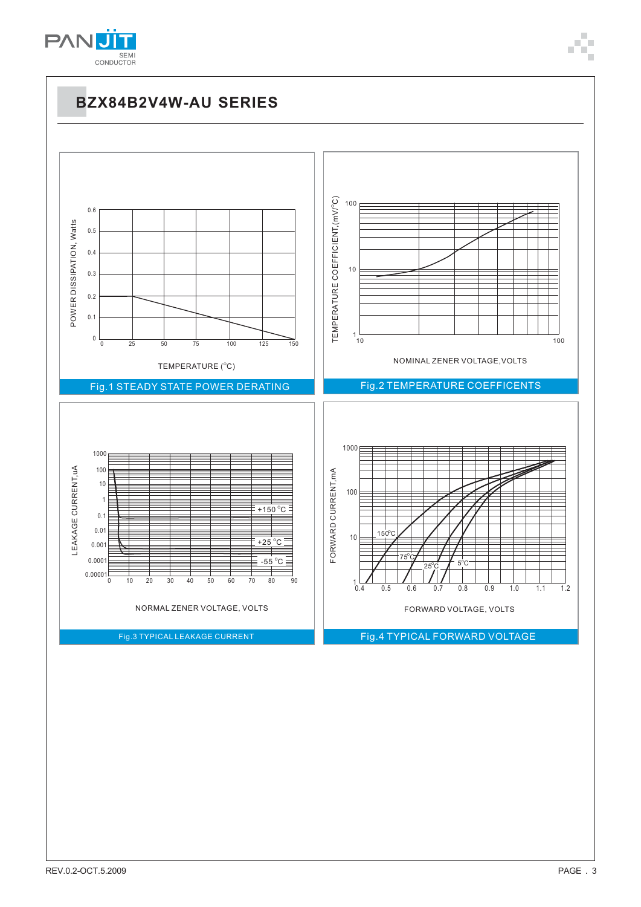## BZX84B2V4W-AU SERIES

POWER DISSIPATION, Watts

0.6
0.5
0.4
0.3
0.2
0.1
0

0 25 50 75 100 125 150

TEMPERATURE (°C)

Fig.1 STEADY STATE POWER DERATING

TEMPERATURE COEFFICIENT,(mV/°C)

100
10
1

10 100

NOMINAL ZENER VOLTAGE,VOLTS

Fig.2 TEMPERATURE COEFFICENTS

LEAKAGE CURRENT,uA

1000
100
10
1
0.1
0.01
0.001
0.0001
0.00001

0 10 20 30 40 50 60 70 80 90

+150 °C
+25 °C
-55 °C

NORMAL ZENER VOLTAGE, VOLTS

Fig.3 TYPICAL LEAKAGE CURRENT

FORWARD CURRENT,mA

1000
100
10
1

0.4 0.5 0.6 0.7 0.8 0.9 1.0 1.1 1.2

150°C
75°C
25°C
5°C

FORWARD VOLTAGE, VOLTS

Fig.4 TYPICAL FORWARD VOLTAGE

REV.0.2-OCT.5.2009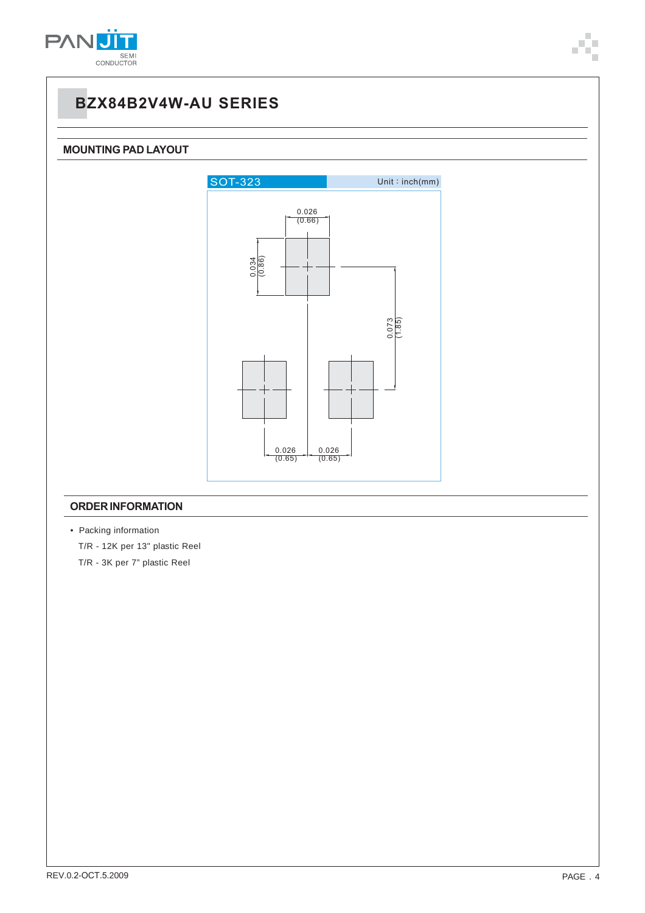# BZX84B2V4W-AU SERIES

## MOUNTING PAD LAYOUT

SOT-323 — Unit : inch(mm)

0.026 (0.66)

0.034 (0.86)

0.073 (1.85)

0.026 (0.65)   0.026 (0.65)

## ORDER INFORMATION

- Packing information

  T/R - 12K per 13" plastic Reel

  T/R - 3K per 7" plastic Reel

REV.0.2-OCT.5.2009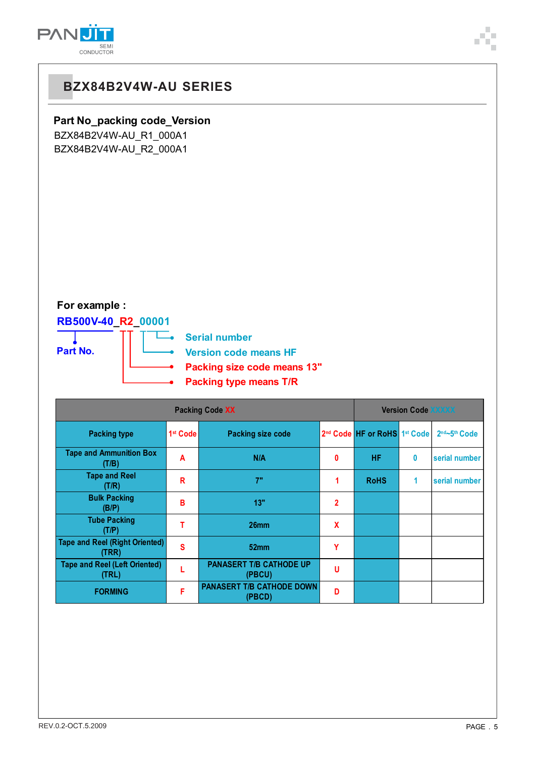# BZX84B2V4W-AU SERIES

**Part No_packing code_Version**

BZX84B2V4W-AU_R1_000A1
BZX84B2V4W-AU_R2_000A1

**For example :**

**RB500V-40_R2_00001**

- **Part No.**
- **Serial number**
- **Version code means HF**
- **Packing size code means 13"**
- **Packing type means T/R**

| Packing Code XX | | | | Version Code XXXXX | | |
|---|---|---|---|---|---|---|
| Packing type | 1st Code | Packing size code | 2nd Code | HF or RoHS | 1st Code | 2nd~5th Code |
| Tape and Ammunition Box (T/B) | A | N/A | 0 | HF | 0 | serial number |
| Tape and Reel (T/R) | R | 7" | 1 | RoHS | 1 | serial number |
| Bulk Packing (B/P) | B | 13" | 2 | | | |
| Tube Packing (T/P) | T | 26mm | X | | | |
| Tape and Reel (Right Oriented) (TRR) | S | 52mm | Y | | | |
| Tape and Reel (Left Oriented) (TRL) | L | PANASERT T/B CATHODE UP (PBCU) | U | | | |
| FORMING | F | PANASERT T/B CATHODE DOWN (PBCD) | D | | | |

REV.0.2-OCT.5.2009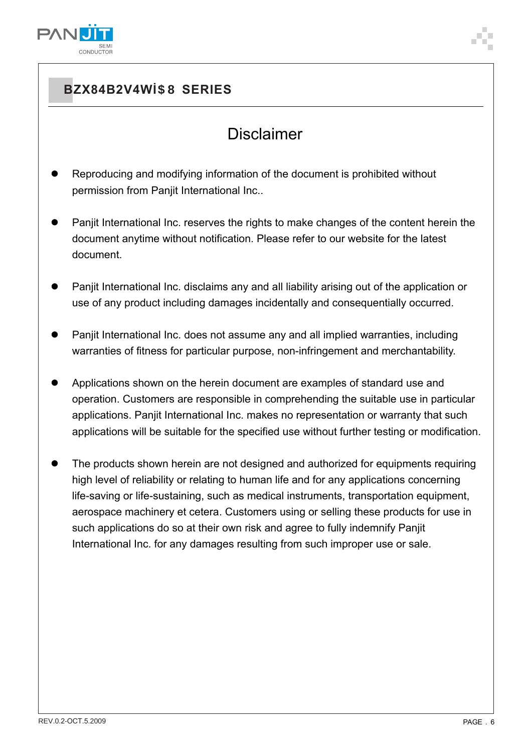## BZX84B2V4Wi$8 SERIES

# Disclaimer

- Reproducing and modifying information of the document is prohibited without permission from Panjit International Inc..

- Panjit International Inc. reserves the rights to make changes of the content herein the document anytime without notification. Please refer to our website for the latest document.

- Panjit International Inc. disclaims any and all liability arising out of the application or use of any product including damages incidentally and consequentially occurred.

- Panjit International Inc. does not assume any and all implied warranties, including warranties of fitness for particular purpose, non-infringement and merchantability.

- Applications shown on the herein document are examples of standard use and operation. Customers are responsible in comprehending the suitable use in particular applications. Panjit International Inc. makes no representation or warranty that such applications will be suitable for the specified use without further testing or modification.

- The products shown herein are not designed and authorized for equipments requiring high level of reliability or relating to human life and for any applications concerning life-saving or life-sustaining, such as medical instruments, transportation equipment, aerospace machinery et cetera. Customers using or selling these products for use in such applications do so at their own risk and agree to fully indemnify Panjit International Inc. for any damages resulting from such improper use or sale.

REV.0.2-OCT.5.2009